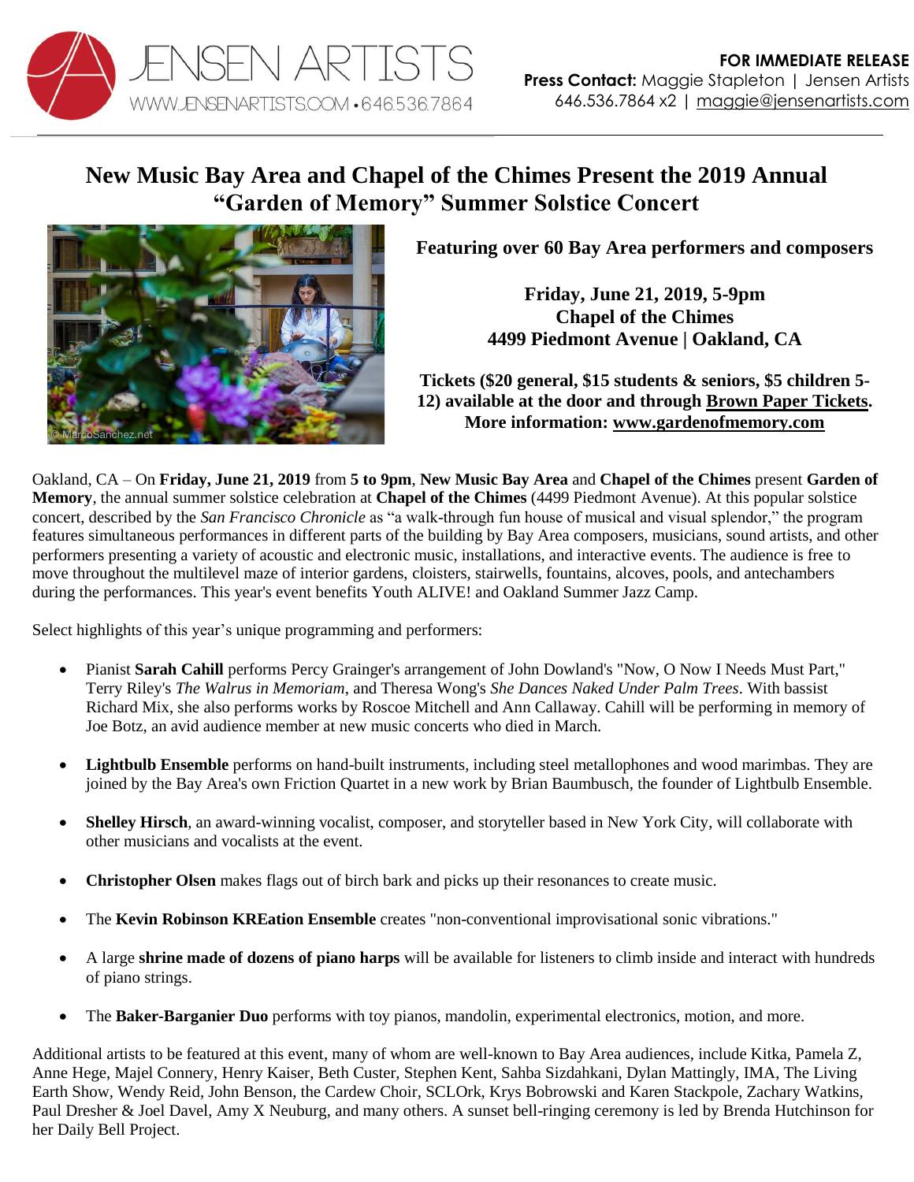JENSEN ARTISTS
WWW.JENSENARTISTS.COM • 646.536.7864

**FOR IMMEDIATE RELEASE**
**Press Contact:** Maggie Stapleton | Jensen Artists
646.536.7864 x2 | maggie@jensenartists.com

# New Music Bay Area and Chapel of the Chimes Present the 2019 Annual "Garden of Memory" Summer Solstice Concert

© MarcoSanchez.net

**Featuring over 60 Bay Area performers and composers**

**Friday, June 21, 2019, 5-9pm**
**Chapel of the Chimes**
**4499 Piedmont Avenue | Oakland, CA**

**Tickets ($20 general, $15 students & seniors, $5 children 5-12) available at the door and through Brown Paper Tickets.**
**More information: www.gardenofmemory.com**

Oakland, CA – On **Friday, June 21, 2019** from **5 to 9pm**, **New Music Bay Area** and **Chapel of the Chimes** present **Garden of Memory**, the annual summer solstice celebration at **Chapel of the Chimes** (4499 Piedmont Avenue). At this popular solstice concert, described by the *San Francisco Chronicle* as "a walk-through fun house of musical and visual splendor," the program features simultaneous performances in different parts of the building by Bay Area composers, musicians, sound artists, and other performers presenting a variety of acoustic and electronic music, installations, and interactive events. The audience is free to move throughout the multilevel maze of interior gardens, cloisters, stairwells, fountains, alcoves, pools, and antechambers during the performances. This year's event benefits Youth ALIVE! and Oakland Summer Jazz Camp.

Select highlights of this year's unique programming and performers:

- Pianist **Sarah Cahill** performs Percy Grainger's arrangement of John Dowland's "Now, O Now I Needs Must Part," Terry Riley's *The Walrus in Memoriam*, and Theresa Wong's *She Dances Naked Under Palm Trees*. With bassist Richard Mix, she also performs works by Roscoe Mitchell and Ann Callaway. Cahill will be performing in memory of Joe Botz, an avid audience member at new music concerts who died in March.

- **Lightbulb Ensemble** performs on hand-built instruments, including steel metallophones and wood marimbas. They are joined by the Bay Area's own Friction Quartet in a new work by Brian Baumbusch, the founder of Lightbulb Ensemble.

- **Shelley Hirsch**, an award-winning vocalist, composer, and storyteller based in New York City, will collaborate with other musicians and vocalists at the event.

- **Christopher Olsen** makes flags out of birch bark and picks up their resonances to create music.

- The **Kevin Robinson KREation Ensemble** creates "non-conventional improvisational sonic vibrations."

- A large **shrine made of dozens of piano harps** will be available for listeners to climb inside and interact with hundreds of piano strings.

- The **Baker-Barganier Duo** performs with toy pianos, mandolin, experimental electronics, motion, and more.

Additional artists to be featured at this event, many of whom are well-known to Bay Area audiences, include Kitka, Pamela Z, Anne Hege, Majel Connery, Henry Kaiser, Beth Custer, Stephen Kent, Sahba Sizdahkani, Dylan Mattingly, IMA, The Living Earth Show, Wendy Reid, John Benson, the Cardew Choir, SCLOrk, Krys Bobrowski and Karen Stackpole, Zachary Watkins, Paul Dresher & Joel Davel, Amy X Neuburg, and many others. A sunset bell-ringing ceremony is led by Brenda Hutchinson for her Daily Bell Project.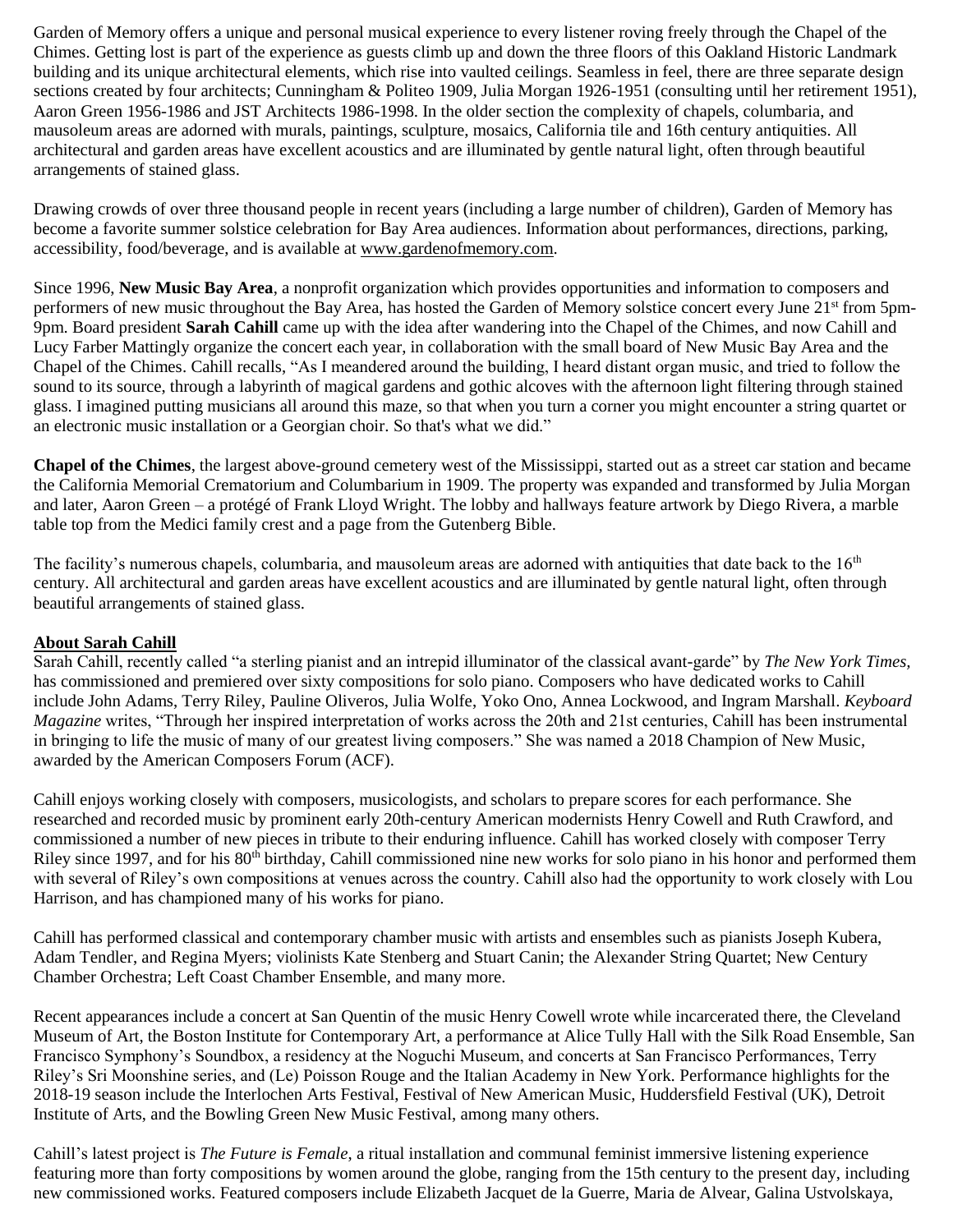Garden of Memory offers a unique and personal musical experience to every listener roving freely through the Chapel of the Chimes. Getting lost is part of the experience as guests climb up and down the three floors of this Oakland Historic Landmark building and its unique architectural elements, which rise into vaulted ceilings. Seamless in feel, there are three separate design sections created by four architects; Cunningham & Politeo 1909, Julia Morgan 1926-1951 (consulting until her retirement 1951), Aaron Green 1956-1986 and JST Architects 1986-1998. In the older section the complexity of chapels, columbaria, and mausoleum areas are adorned with murals, paintings, sculpture, mosaics, California tile and 16th century antiquities. All architectural and garden areas have excellent acoustics and are illuminated by gentle natural light, often through beautiful arrangements of stained glass.

Drawing crowds of over three thousand people in recent years (including a large number of children), Garden of Memory has become a favorite summer solstice celebration for Bay Area audiences. Information about performances, directions, parking, accessibility, food/beverage, and is available at www.gardenofmemory.com.

Since 1996, **New Music Bay Area**, a nonprofit organization which provides opportunities and information to composers and performers of new music throughout the Bay Area, has hosted the Garden of Memory solstice concert every June 21st from 5pm-9pm. Board president **Sarah Cahill** came up with the idea after wandering into the Chapel of the Chimes, and now Cahill and Lucy Farber Mattingly organize the concert each year, in collaboration with the small board of New Music Bay Area and the Chapel of the Chimes. Cahill recalls, "As I meandered around the building, I heard distant organ music, and tried to follow the sound to its source, through a labyrinth of magical gardens and gothic alcoves with the afternoon light filtering through stained glass. I imagined putting musicians all around this maze, so that when you turn a corner you might encounter a string quartet or an electronic music installation or a Georgian choir. So that's what we did."

**Chapel of the Chimes**, the largest above-ground cemetery west of the Mississippi, started out as a street car station and became the California Memorial Crematorium and Columbarium in 1909. The property was expanded and transformed by Julia Morgan and later, Aaron Green – a protégé of Frank Lloyd Wright. The lobby and hallways feature artwork by Diego Rivera, a marble table top from the Medici family crest and a page from the Gutenberg Bible.

The facility's numerous chapels, columbaria, and mausoleum areas are adorned with antiquities that date back to the 16th century. All architectural and garden areas have excellent acoustics and are illuminated by gentle natural light, often through beautiful arrangements of stained glass.

## About Sarah Cahill

Sarah Cahill, recently called "a sterling pianist and an intrepid illuminator of the classical avant-garde" by *The New York Times*, has commissioned and premiered over sixty compositions for solo piano. Composers who have dedicated works to Cahill include John Adams, Terry Riley, Pauline Oliveros, Julia Wolfe, Yoko Ono, Annea Lockwood, and Ingram Marshall. *Keyboard Magazine* writes, "Through her inspired interpretation of works across the 20th and 21st centuries, Cahill has been instrumental in bringing to life the music of many of our greatest living composers." She was named a 2018 Champion of New Music, awarded by the American Composers Forum (ACF).

Cahill enjoys working closely with composers, musicologists, and scholars to prepare scores for each performance. She researched and recorded music by prominent early 20th-century American modernists Henry Cowell and Ruth Crawford, and commissioned a number of new pieces in tribute to their enduring influence. Cahill has worked closely with composer Terry Riley since 1997, and for his 80th birthday, Cahill commissioned nine new works for solo piano in his honor and performed them with several of Riley's own compositions at venues across the country. Cahill also had the opportunity to work closely with Lou Harrison, and has championed many of his works for piano.

Cahill has performed classical and contemporary chamber music with artists and ensembles such as pianists Joseph Kubera, Adam Tendler, and Regina Myers; violinists Kate Stenberg and Stuart Canin; the Alexander String Quartet; New Century Chamber Orchestra; Left Coast Chamber Ensemble, and many more.

Recent appearances include a concert at San Quentin of the music Henry Cowell wrote while incarcerated there, the Cleveland Museum of Art, the Boston Institute for Contemporary Art, a performance at Alice Tully Hall with the Silk Road Ensemble, San Francisco Symphony's Soundbox, a residency at the Noguchi Museum, and concerts at San Francisco Performances, Terry Riley's Sri Moonshine series, and (Le) Poisson Rouge and the Italian Academy in New York. Performance highlights for the 2018-19 season include the Interlochen Arts Festival, Festival of New American Music, Huddersfield Festival (UK), Detroit Institute of Arts, and the Bowling Green New Music Festival, among many others.

Cahill's latest project is *The Future is Female*, a ritual installation and communal feminist immersive listening experience featuring more than forty compositions by women around the globe, ranging from the 15th century to the present day, including new commissioned works. Featured composers include Elizabeth Jacquet de la Guerre, Maria de Alvear, Galina Ustvolskaya,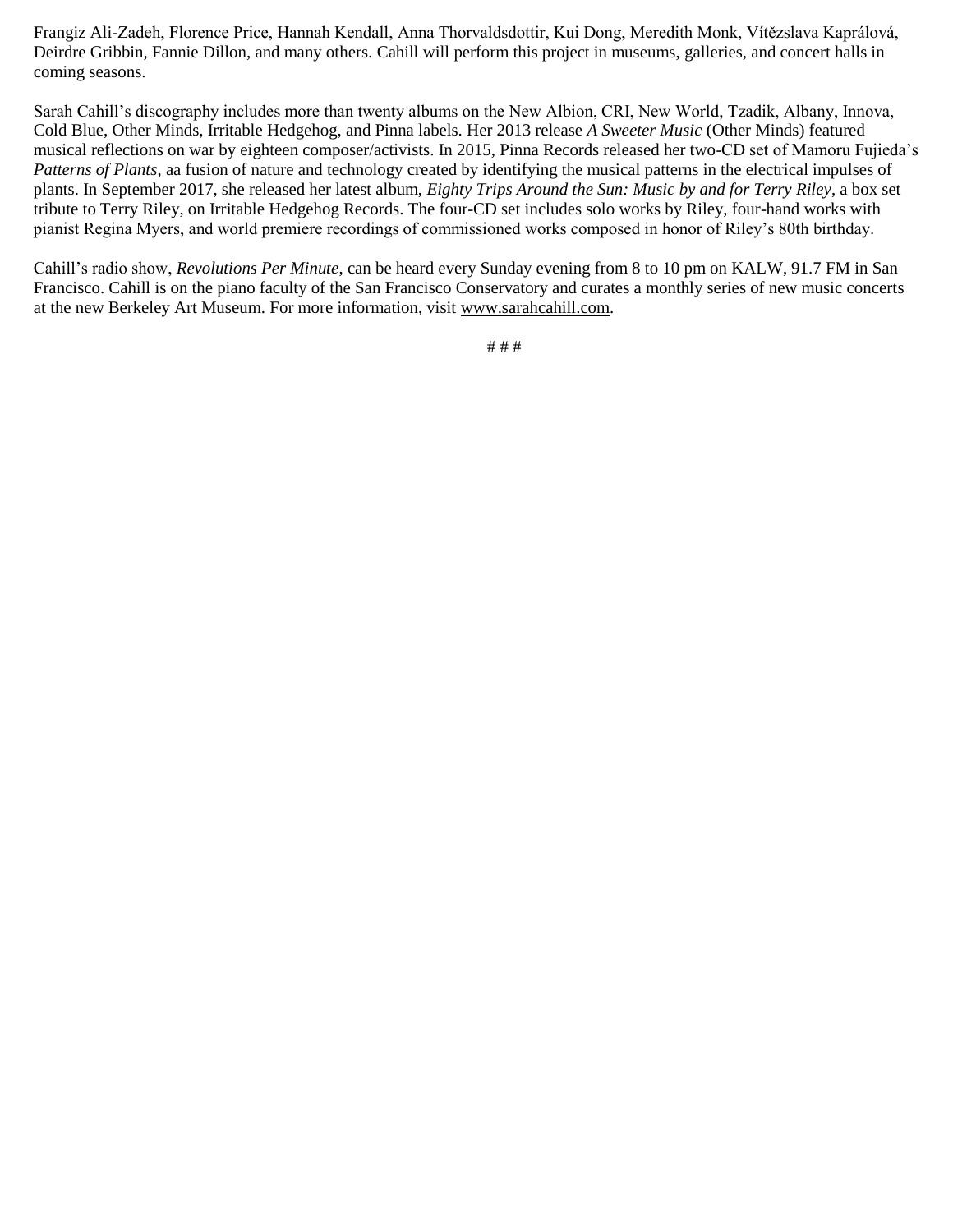Frangiz Ali-Zadeh, Florence Price, Hannah Kendall, Anna Thorvaldsdottir, Kui Dong, Meredith Monk, Vítězslava Kaprálová, Deirdre Gribbin, Fannie Dillon, and many others. Cahill will perform this project in museums, galleries, and concert halls in coming seasons.

Sarah Cahill's discography includes more than twenty albums on the New Albion, CRI, New World, Tzadik, Albany, Innova, Cold Blue, Other Minds, Irritable Hedgehog, and Pinna labels. Her 2013 release *A Sweeter Music* (Other Minds) featured musical reflections on war by eighteen composer/activists. In 2015, Pinna Records released her two-CD set of Mamoru Fujieda's *Patterns of Plants*, aa fusion of nature and technology created by identifying the musical patterns in the electrical impulses of plants. In September 2017, she released her latest album, *Eighty Trips Around the Sun: Music by and for Terry Riley*, a box set tribute to Terry Riley, on Irritable Hedgehog Records. The four-CD set includes solo works by Riley, four-hand works with pianist Regina Myers, and world premiere recordings of commissioned works composed in honor of Riley's 80th birthday.

Cahill's radio show, *Revolutions Per Minute*, can be heard every Sunday evening from 8 to 10 pm on KALW, 91.7 FM in San Francisco. Cahill is on the piano faculty of the San Francisco Conservatory and curates a monthly series of new music concerts at the new Berkeley Art Museum. For more information, visit www.sarahcahill.com.

# # #